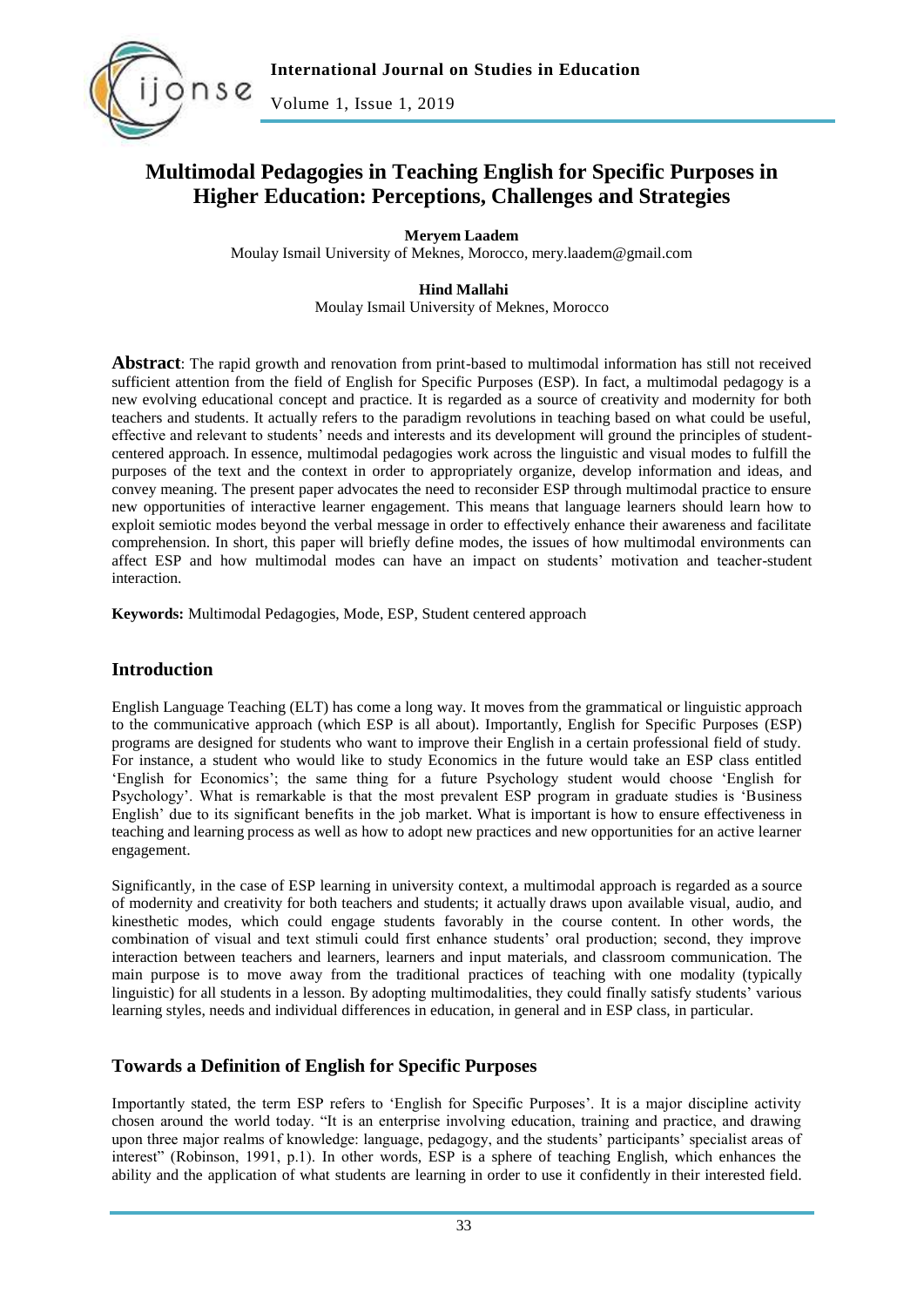# Multimodal Pedagogies in Teaching English for Specific Purposes in Higher Education: Perceptions, Challenges and Strategies

**Meryem Laadem**

Moulay Ismail University of Meknes, Morocco, mery.laadem@gmail.com

**Hind Mallahi**

Moulay Ismail University of Meknes, Morocco

**Abstract**: The rapid growth and renovation from print-based to multimodal information has still not received sufficient attention from the field of English for Specific Purposes (ESP). In fact, a multimodal pedagogy is a new evolving educational concept and practice. It is regarded as a source of creativity and modernity for both teachers and students. It actually refers to the paradigm revolutions in teaching based on what could be useful, effective and relevant to students' needs and interests and its development will ground the principles of student-centered approach. In essence, multimodal pedagogies work across the linguistic and visual modes to fulfill the purposes of the text and the context in order to appropriately organize, develop information and ideas, and convey meaning. The present paper advocates the need to reconsider ESP through multimodal practice to ensure new opportunities of interactive learner engagement. This means that language learners should learn how to exploit semiotic modes beyond the verbal message in order to effectively enhance their awareness and facilitate comprehension. In short, this paper will briefly define modes, the issues of how multimodal environments can affect ESP and how multimodal modes can have an impact on students' motivation and teacher-student interaction.

**Keywords:** Multimodal Pedagogies, Mode, ESP, Student centered approach

## Introduction

English Language Teaching (ELT) has come a long way. It moves from the grammatical or linguistic approach to the communicative approach (which ESP is all about). Importantly, English for Specific Purposes (ESP) programs are designed for students who want to improve their English in a certain professional field of study. For instance, a student who would like to study Economics in the future would take an ESP class entitled 'English for Economics'; the same thing for a future Psychology student would choose 'English for Psychology'. What is remarkable is that the most prevalent ESP program in graduate studies is 'Business English' due to its significant benefits in the job market. What is important is how to ensure effectiveness in teaching and learning process as well as how to adopt new practices and new opportunities for an active learner engagement.

Significantly, in the case of ESP learning in university context, a multimodal approach is regarded as a source of modernity and creativity for both teachers and students; it actually draws upon available visual, audio, and kinesthetic modes, which could engage students favorably in the course content. In other words, the combination of visual and text stimuli could first enhance students' oral production; second, they improve interaction between teachers and learners, learners and input materials, and classroom communication. The main purpose is to move away from the traditional practices of teaching with one modality (typically linguistic) for all students in a lesson. By adopting multimodalities, they could finally satisfy students' various learning styles, needs and individual differences in education, in general and in ESP class, in particular.

## Towards a Definition of English for Specific Purposes

Importantly stated, the term ESP refers to 'English for Specific Purposes'. It is a major discipline activity chosen around the world today. "It is an enterprise involving education, training and practice, and drawing upon three major realms of knowledge: language, pedagogy, and the students' participants' specialist areas of interest" (Robinson, 1991, p.1). In other words, ESP is a sphere of teaching English, which enhances the ability and the application of what students are learning in order to use it confidently in their interested field.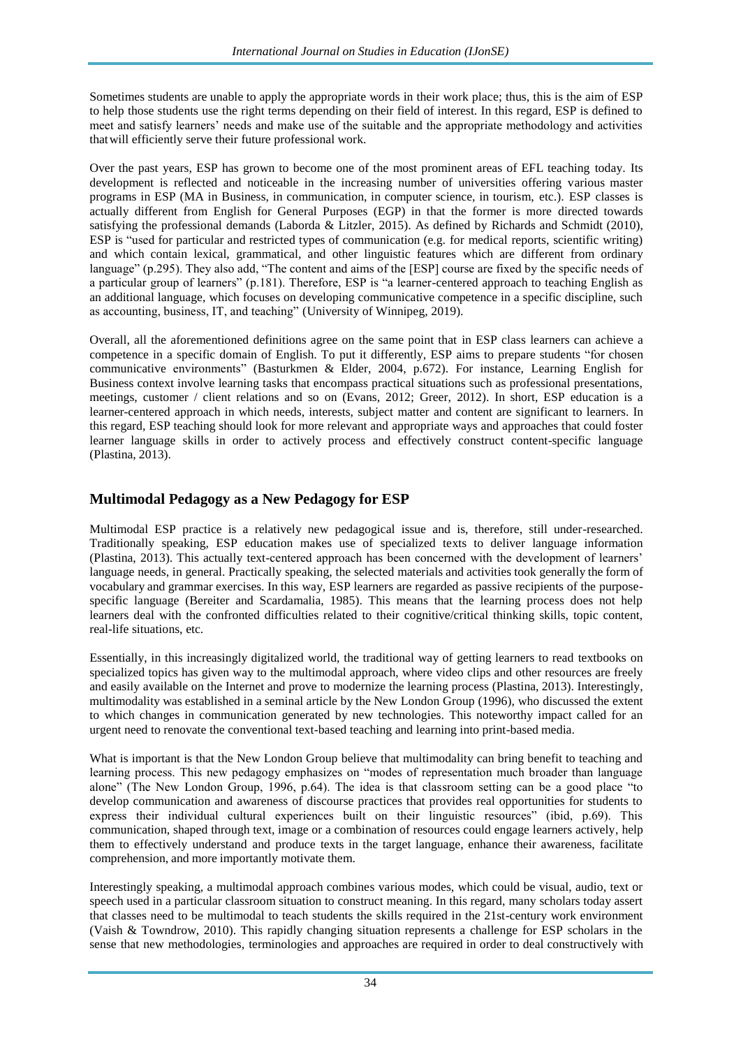Sometimes students are unable to apply the appropriate words in their work place; thus, this is the aim of ESP to help those students use the right terms depending on their field of interest. In this regard, ESP is defined to meet and satisfy learners' needs and make use of the suitable and the appropriate methodology and activities that will efficiently serve their future professional work.

Over the past years, ESP has grown to become one of the most prominent areas of EFL teaching today. Its development is reflected and noticeable in the increasing number of universities offering various master programs in ESP (MA in Business, in communication, in computer science, in tourism, etc.). ESP classes is actually different from English for General Purposes (EGP) in that the former is more directed towards satisfying the professional demands (Laborda & Litzler, 2015). As defined by Richards and Schmidt (2010), ESP is "used for particular and restricted types of communication (e.g. for medical reports, scientific writing) and which contain lexical, grammatical, and other linguistic features which are different from ordinary language" (p.295). They also add, "The content and aims of the [ESP] course are fixed by the specific needs of a particular group of learners" (p.181). Therefore, ESP is "a learner-centered approach to teaching English as an additional language, which focuses on developing communicative competence in a specific discipline, such as accounting, business, IT, and teaching" (University of Winnipeg, 2019).

Overall, all the aforementioned definitions agree on the same point that in ESP class learners can achieve a competence in a specific domain of English. To put it differently, ESP aims to prepare students "for chosen communicative environments" (Basturkmen & Elder, 2004, p.672). For instance, Learning English for Business context involve learning tasks that encompass practical situations such as professional presentations, meetings, customer / client relations and so on (Evans, 2012; Greer, 2012). In short, ESP education is a learner-centered approach in which needs, interests, subject matter and content are significant to learners. In this regard, ESP teaching should look for more relevant and appropriate ways and approaches that could foster learner language skills in order to actively process and effectively construct content-specific language (Plastina, 2013).

## Multimodal Pedagogy as a New Pedagogy for ESP

Multimodal ESP practice is a relatively new pedagogical issue and is, therefore, still under-researched. Traditionally speaking, ESP education makes use of specialized texts to deliver language information (Plastina, 2013). This actually text-centered approach has been concerned with the development of learners' language needs, in general. Practically speaking, the selected materials and activities took generally the form of vocabulary and grammar exercises. In this way, ESP learners are regarded as passive recipients of the purpose-specific language (Bereiter and Scardamalia, 1985). This means that the learning process does not help learners deal with the confronted difficulties related to their cognitive/critical thinking skills, topic content, real-life situations, etc.

Essentially, in this increasingly digitalized world, the traditional way of getting learners to read textbooks on specialized topics has given way to the multimodal approach, where video clips and other resources are freely and easily available on the Internet and prove to modernize the learning process (Plastina, 2013). Interestingly, multimodality was established in a seminal article by the New London Group (1996), who discussed the extent to which changes in communication generated by new technologies. This noteworthy impact called for an urgent need to renovate the conventional text-based teaching and learning into print-based media.

What is important is that the New London Group believe that multimodality can bring benefit to teaching and learning process. This new pedagogy emphasizes on "modes of representation much broader than language alone" (The New London Group, 1996, p.64). The idea is that classroom setting can be a good place "to develop communication and awareness of discourse practices that provides real opportunities for students to express their individual cultural experiences built on their linguistic resources" (ibid, p.69). This communication, shaped through text, image or a combination of resources could engage learners actively, help them to effectively understand and produce texts in the target language, enhance their awareness, facilitate comprehension, and more importantly motivate them.

Interestingly speaking, a multimodal approach combines various modes, which could be visual, audio, text or speech used in a particular classroom situation to construct meaning. In this regard, many scholars today assert that classes need to be multimodal to teach students the skills required in the 21st-century work environment (Vaish & Towndrow, 2010). This rapidly changing situation represents a challenge for ESP scholars in the sense that new methodologies, terminologies and approaches are required in order to deal constructively with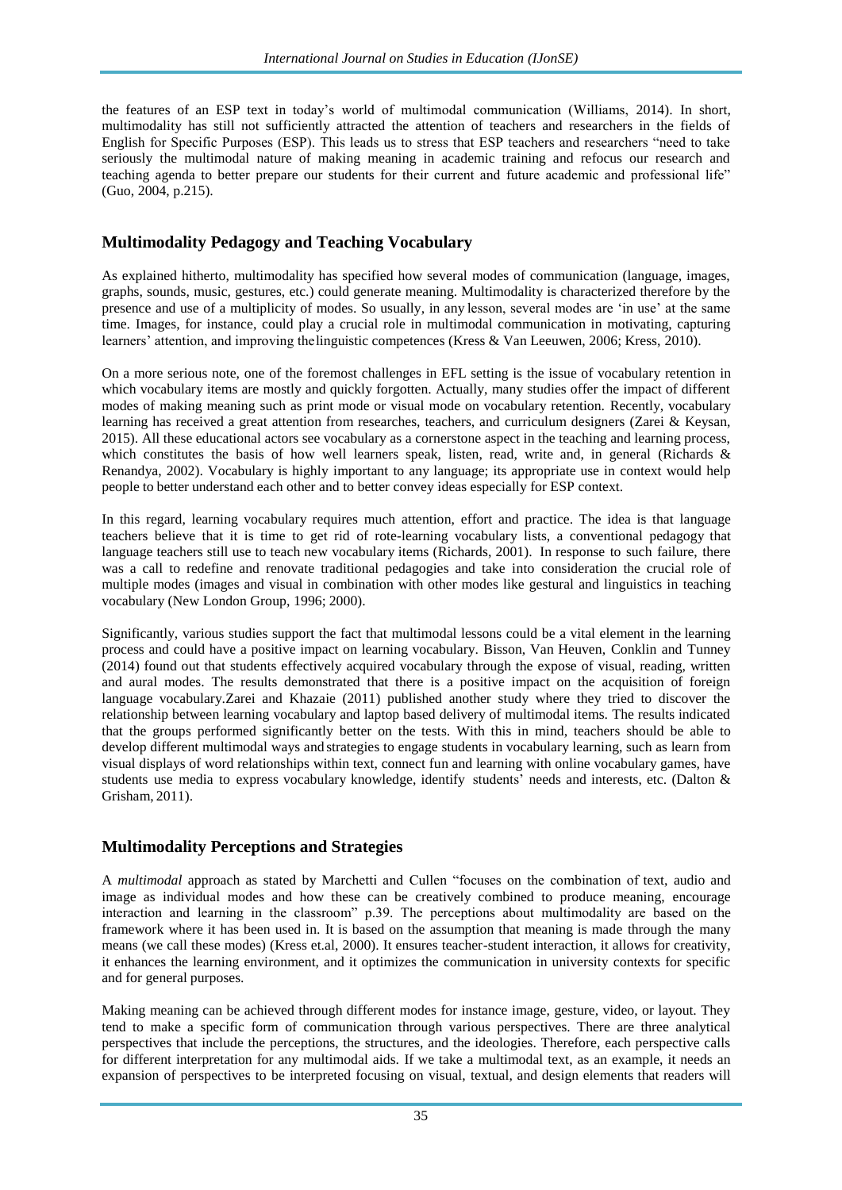the features of an ESP text in today's world of multimodal communication (Williams, 2014). In short, multimodality has still not sufficiently attracted the attention of teachers and researchers in the fields of English for Specific Purposes (ESP). This leads us to stress that ESP teachers and researchers "need to take seriously the multimodal nature of making meaning in academic training and refocus our research and teaching agenda to better prepare our students for their current and future academic and professional life" (Guo, 2004, p.215).

## Multimodality Pedagogy and Teaching Vocabulary

As explained hitherto, multimodality has specified how several modes of communication (language, images, graphs, sounds, music, gestures, etc.) could generate meaning. Multimodality is characterized therefore by the presence and use of a multiplicity of modes. So usually, in any lesson, several modes are 'in use' at the same time. Images, for instance, could play a crucial role in multimodal communication in motivating, capturing learners' attention, and improving thelinguistic competences (Kress & Van Leeuwen, 2006; Kress, 2010).

On a more serious note, one of the foremost challenges in EFL setting is the issue of vocabulary retention in which vocabulary items are mostly and quickly forgotten. Actually, many studies offer the impact of different modes of making meaning such as print mode or visual mode on vocabulary retention. Recently, vocabulary learning has received a great attention from researches, teachers, and curriculum designers (Zarei & Keysan, 2015). All these educational actors see vocabulary as a cornerstone aspect in the teaching and learning process, which constitutes the basis of how well learners speak, listen, read, write and, in general (Richards & Renandya, 2002). Vocabulary is highly important to any language; its appropriate use in context would help people to better understand each other and to better convey ideas especially for ESP context.

In this regard, learning vocabulary requires much attention, effort and practice. The idea is that language teachers believe that it is time to get rid of rote-learning vocabulary lists, a conventional pedagogy that language teachers still use to teach new vocabulary items (Richards, 2001). In response to such failure, there was a call to redefine and renovate traditional pedagogies and take into consideration the crucial role of multiple modes (images and visual in combination with other modes like gestural and linguistics in teaching vocabulary (New London Group, 1996; 2000).

Significantly, various studies support the fact that multimodal lessons could be a vital element in the learning process and could have a positive impact on learning vocabulary. Bisson, Van Heuven, Conklin and Tunney (2014) found out that students effectively acquired vocabulary through the expose of visual, reading, written and aural modes. The results demonstrated that there is a positive impact on the acquisition of foreign language vocabulary.Zarei and Khazaie (2011) published another study where they tried to discover the relationship between learning vocabulary and laptop based delivery of multimodal items. The results indicated that the groups performed significantly better on the tests. With this in mind, teachers should be able to develop different multimodal ways andstrategies to engage students in vocabulary learning, such as learn from visual displays of word relationships within text, connect fun and learning with online vocabulary games, have students use media to express vocabulary knowledge, identify students' needs and interests, etc. (Dalton & Grisham, 2011).

## Multimodality Perceptions and Strategies

A *multimodal* approach as stated by Marchetti and Cullen "focuses on the combination of text, audio and image as individual modes and how these can be creatively combined to produce meaning, encourage interaction and learning in the classroom" p.39. The perceptions about multimodality are based on the framework where it has been used in. It is based on the assumption that meaning is made through the many means (we call these modes) (Kress et.al, 2000). It ensures teacher-student interaction, it allows for creativity, it enhances the learning environment, and it optimizes the communication in university contexts for specific and for general purposes.

Making meaning can be achieved through different modes for instance image, gesture, video, or layout. They tend to make a specific form of communication through various perspectives. There are three analytical perspectives that include the perceptions, the structures, and the ideologies. Therefore, each perspective calls for different interpretation for any multimodal aids. If we take a multimodal text, as an example, it needs an expansion of perspectives to be interpreted focusing on visual, textual, and design elements that readers will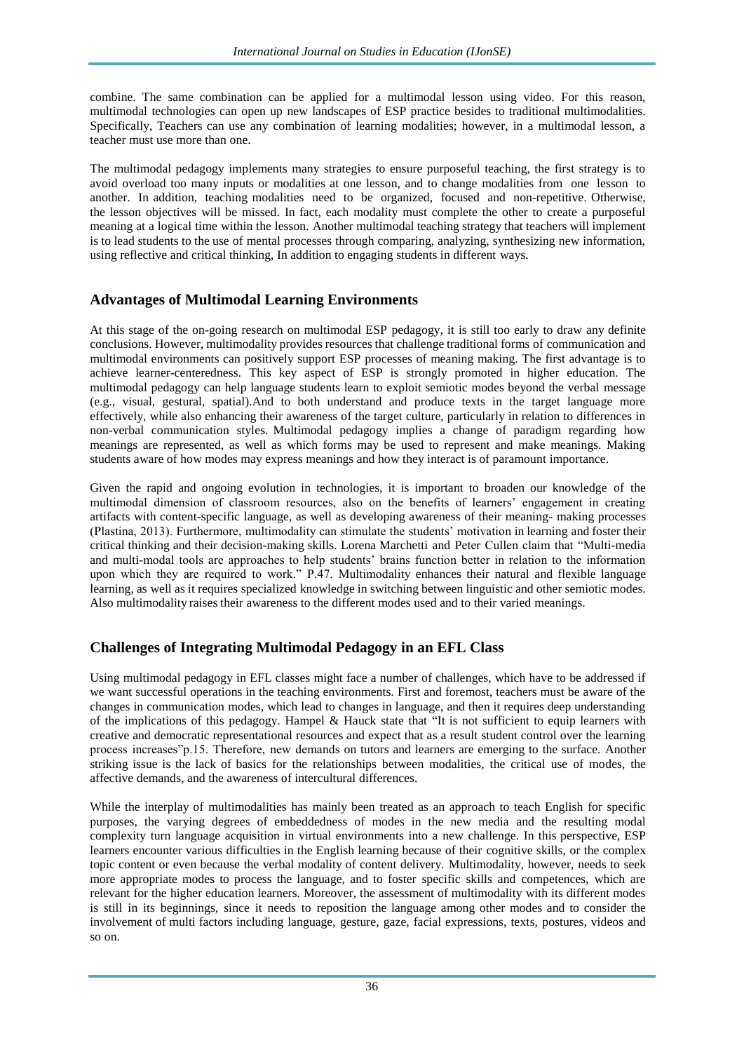combine. The same combination can be applied for a multimodal lesson using video. For this reason, multimodal technologies can open up new landscapes of ESP practice besides to traditional multimodalities. Specifically, Teachers can use any combination of learning modalities; however, in a multimodal lesson, a teacher must use more than one.

The multimodal pedagogy implements many strategies to ensure purposeful teaching, the first strategy is to avoid overload too many inputs or modalities at one lesson, and to change modalities from one lesson to another. In addition, teaching modalities need to be organized, focused and non-repetitive. Otherwise, the lesson objectives will be missed. In fact, each modality must complete the other to create a purposeful meaning at a logical time within the lesson. Another multimodal teaching strategy that teachers will implement is to lead students to the use of mental processes through comparing, analyzing, synthesizing new information, using reflective and critical thinking, In addition to engaging students in different ways.

## Advantages of Multimodal Learning Environments

At this stage of the on-going research on multimodal ESP pedagogy, it is still too early to draw any definite conclusions. However, multimodality provides resources that challenge traditional forms of communication and multimodal environments can positively support ESP processes of meaning making. The first advantage is to achieve learner-centeredness. This key aspect of ESP is strongly promoted in higher education. The multimodal pedagogy can help language students learn to exploit semiotic modes beyond the verbal message (e.g., visual, gestural, spatial).And to both understand and produce texts in the target language more effectively, while also enhancing their awareness of the target culture, particularly in relation to differences in non-verbal communication styles. Multimodal pedagogy implies a change of paradigm regarding how meanings are represented, as well as which forms may be used to represent and make meanings. Making students aware of how modes may express meanings and how they interact is of paramount importance.

Given the rapid and ongoing evolution in technologies, it is important to broaden our knowledge of the multimodal dimension of classroom resources, also on the benefits of learners' engagement in creating artifacts with content-specific language, as well as developing awareness of their meaning- making processes (Plastina, 2013). Furthermore, multimodality can stimulate the students' motivation in learning and foster their critical thinking and their decision-making skills. Lorena Marchetti and Peter Cullen claim that "Multi-media and multi-modal tools are approaches to help students' brains function better in relation to the information upon which they are required to work." P.47. Multimodality enhances their natural and flexible language learning, as well as it requires specialized knowledge in switching between linguistic and other semiotic modes. Also multimodality raises their awareness to the different modes used and to their varied meanings.

## Challenges of Integrating Multimodal Pedagogy in an EFL Class

Using multimodal pedagogy in EFL classes might face a number of challenges, which have to be addressed if we want successful operations in the teaching environments. First and foremost, teachers must be aware of the changes in communication modes, which lead to changes in language, and then it requires deep understanding of the implications of this pedagogy. Hampel & Hauck state that "It is not sufficient to equip learners with creative and democratic representational resources and expect that as a result student control over the learning process increases"p.15. Therefore, new demands on tutors and learners are emerging to the surface. Another striking issue is the lack of basics for the relationships between modalities, the critical use of modes, the affective demands, and the awareness of intercultural differences.

While the interplay of multimodalities has mainly been treated as an approach to teach English for specific purposes, the varying degrees of embeddedness of modes in the new media and the resulting modal complexity turn language acquisition in virtual environments into a new challenge. In this perspective, ESP learners encounter various difficulties in the English learning because of their cognitive skills, or the complex topic content or even because the verbal modality of content delivery. Multimodality, however, needs to seek more appropriate modes to process the language, and to foster specific skills and competences, which are relevant for the higher education learners. Moreover, the assessment of multimodality with its different modes is still in its beginnings, since it needs to reposition the language among other modes and to consider the involvement of multi factors including language, gesture, gaze, facial expressions, texts, postures, videos and so on.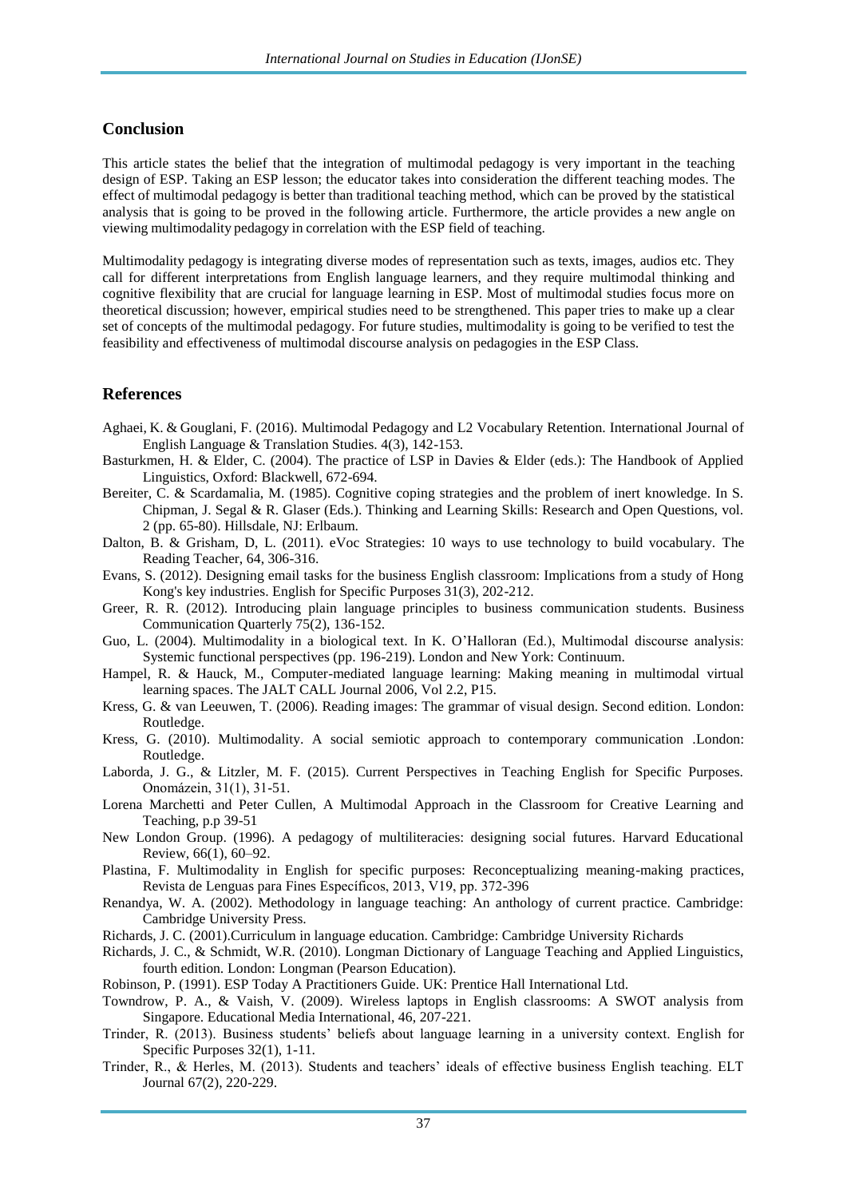## Conclusion

This article states the belief that the integration of multimodal pedagogy is very important in the teaching design of ESP. Taking an ESP lesson; the educator takes into consideration the different teaching modes. The effect of multimodal pedagogy is better than traditional teaching method, which can be proved by the statistical analysis that is going to be proved in the following article. Furthermore, the article provides a new angle on viewing multimodality pedagogy in correlation with the ESP field of teaching.

Multimodality pedagogy is integrating diverse modes of representation such as texts, images, audios etc. They call for different interpretations from English language learners, and they require multimodal thinking and cognitive flexibility that are crucial for language learning in ESP. Most of multimodal studies focus more on theoretical discussion; however, empirical studies need to be strengthened. This paper tries to make up a clear set of concepts of the multimodal pedagogy. For future studies, multimodality is going to be verified to test the feasibility and effectiveness of multimodal discourse analysis on pedagogies in the ESP Class.

## References

Aghaei, K. & Gouglani, F. (2016). Multimodal Pedagogy and L2 Vocabulary Retention. International Journal of English Language & Translation Studies. 4(3), 142-153.

Basturkmen, H. & Elder, C. (2004). The practice of LSP in Davies & Elder (eds.): The Handbook of Applied Linguistics, Oxford: Blackwell, 672-694.

Bereiter, C. & Scardamalia, M. (1985). Cognitive coping strategies and the problem of inert knowledge. In S. Chipman, J. Segal & R. Glaser (Eds.). Thinking and Learning Skills: Research and Open Questions, vol. 2 (pp. 65-80). Hillsdale, NJ: Erlbaum.

Dalton, B. & Grisham, D, L. (2011). eVoc Strategies: 10 ways to use technology to build vocabulary. The Reading Teacher, 64, 306-316.

Evans, S. (2012). Designing email tasks for the business English classroom: Implications from a study of Hong Kong's key industries. English for Specific Purposes 31(3), 202-212.

Greer, R. R. (2012). Introducing plain language principles to business communication students. Business Communication Quarterly 75(2), 136-152.

Guo, L. (2004). Multimodality in a biological text. In K. O'Halloran (Ed.), Multimodal discourse analysis: Systemic functional perspectives (pp. 196-219). London and New York: Continuum.

Hampel, R. & Hauck, M., Computer-mediated language learning: Making meaning in multimodal virtual learning spaces. The JALT CALL Journal 2006, Vol 2.2, P15.

Kress, G. & van Leeuwen, T. (2006). Reading images: The grammar of visual design. Second edition. London: Routledge.

Kress, G. (2010). Multimodality. A social semiotic approach to contemporary communication .London: Routledge.

Laborda, J. G., & Litzler, M. F. (2015). Current Perspectives in Teaching English for Specific Purposes. Onomázein, 31(1), 31-51.

Lorena Marchetti and Peter Cullen, A Multimodal Approach in the Classroom for Creative Learning and Teaching, p.p 39-51

New London Group. (1996). A pedagogy of multiliteracies: designing social futures. Harvard Educational Review, 66(1), 60–92.

Plastina, F. Multimodality in English for specific purposes: Reconceptualizing meaning-making practices, Revista de Lenguas para Fines Específicos, 2013, V19, pp. 372-396

Renandya, W. A. (2002). Methodology in language teaching: An anthology of current practice. Cambridge: Cambridge University Press.

Richards, J. C. (2001).Curriculum in language education. Cambridge: Cambridge University Richards

Richards, J. C., & Schmidt, W.R. (2010). Longman Dictionary of Language Teaching and Applied Linguistics, fourth edition. London: Longman (Pearson Education).

Robinson, P. (1991). ESP Today A Practitioners Guide. UK: Prentice Hall International Ltd.

Towndrow, P. A., & Vaish, V. (2009). Wireless laptops in English classrooms: A SWOT analysis from Singapore. Educational Media International, 46, 207-221.

Trinder, R. (2013). Business students' beliefs about language learning in a university context. English for Specific Purposes 32(1), 1-11.

Trinder, R., & Herles, M. (2013). Students and teachers' ideals of effective business English teaching. ELT Journal 67(2), 220-229.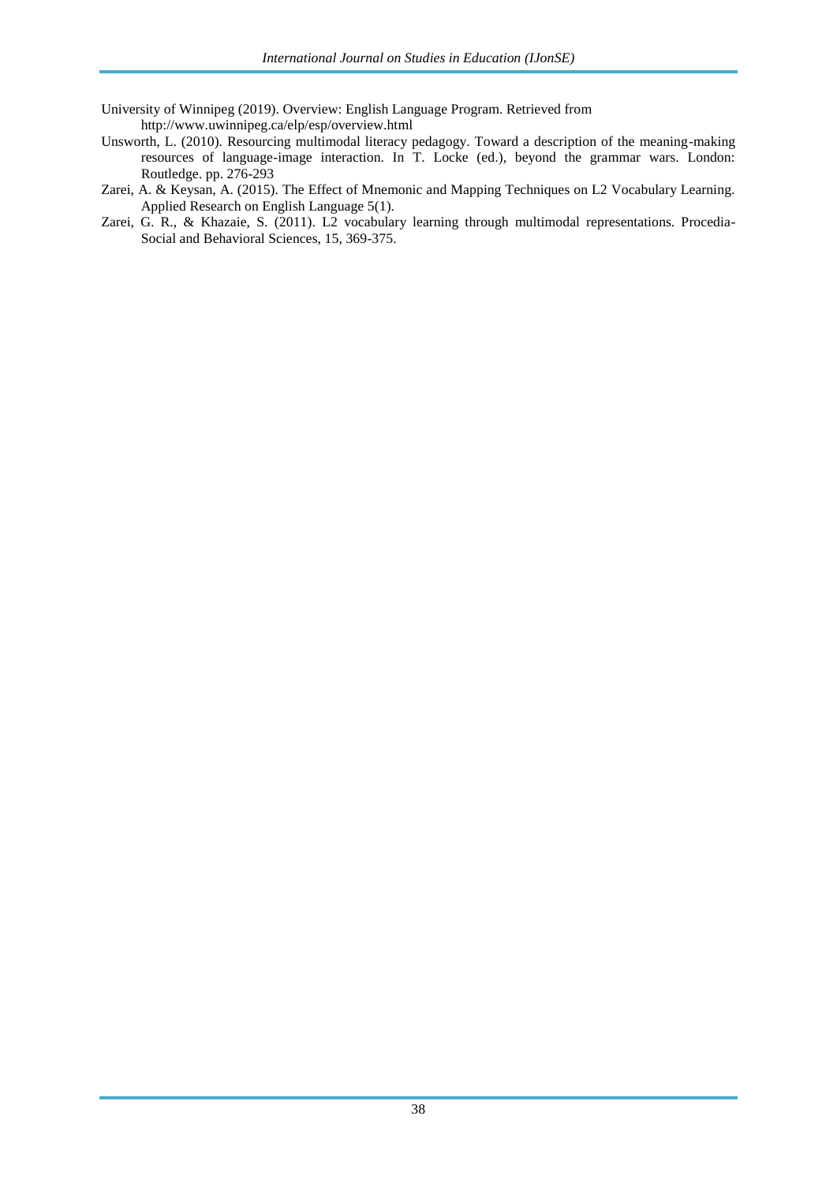University of Winnipeg (2019). Overview: English Language Program. Retrieved from http://www.uwinnipeg.ca/elp/esp/overview.html

Unsworth, L. (2010). Resourcing multimodal literacy pedagogy. Toward a description of the meaning-making resources of language-image interaction. In T. Locke (ed.), beyond the grammar wars. London: Routledge. pp. 276-293

Zarei, A. & Keysan, A. (2015). The Effect of Mnemonic and Mapping Techniques on L2 Vocabulary Learning. Applied Research on English Language 5(1).

Zarei, G. R., & Khazaie, S. (2011). L2 vocabulary learning through multimodal representations. Procedia-Social and Behavioral Sciences, 15, 369-375.